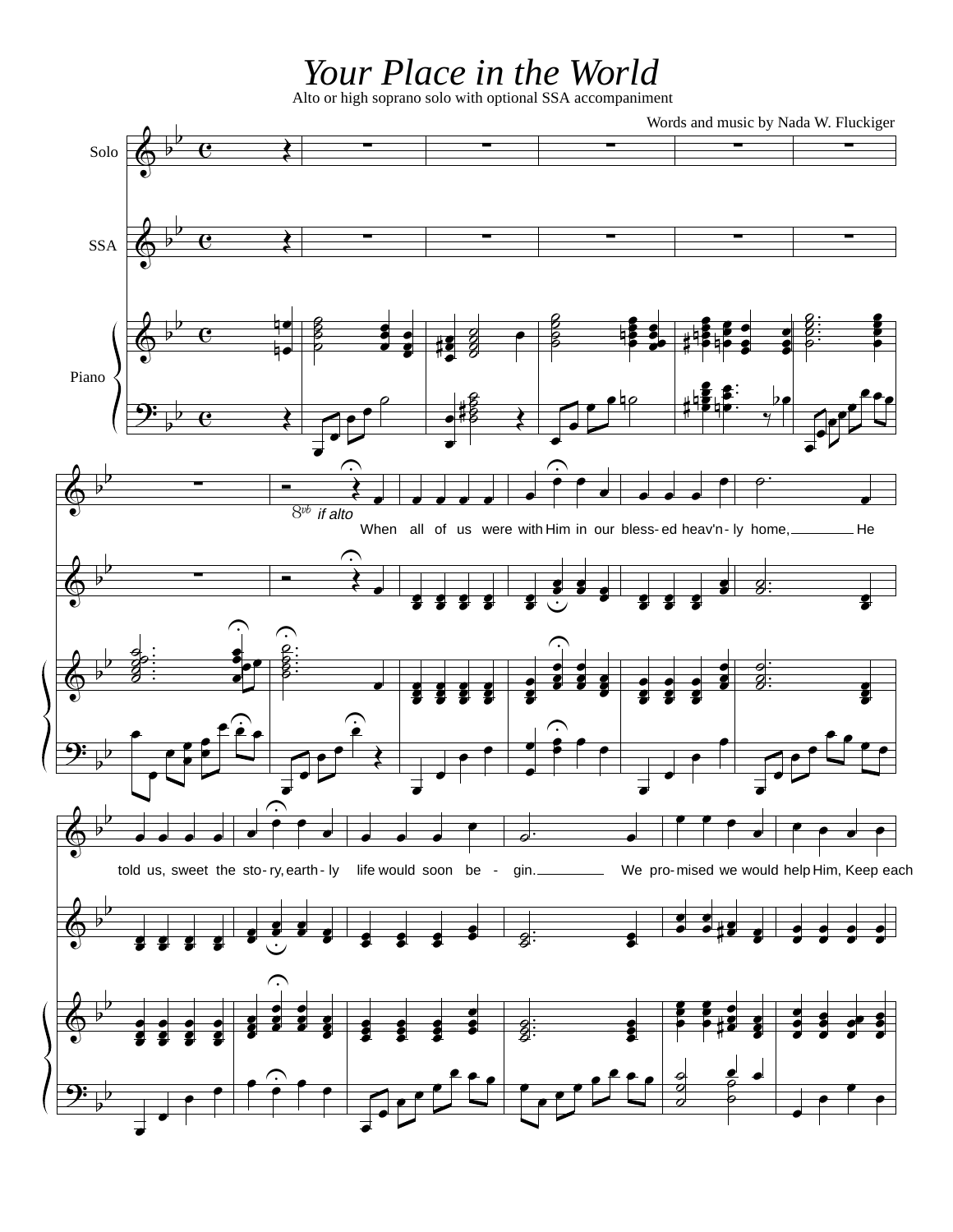# Your Place in the World

Alto or high soprano solo with optional SSA accompaniment

Words and music by Nada W. Fluckiger

Solo

SSA

Piano

8vb if alto

When all of us were with Him in our bless-ed heav'n-ly home, He

told us, sweet the sto-ry, earth-ly life would soon be - gin. We pro-mised we would help Him, Keep each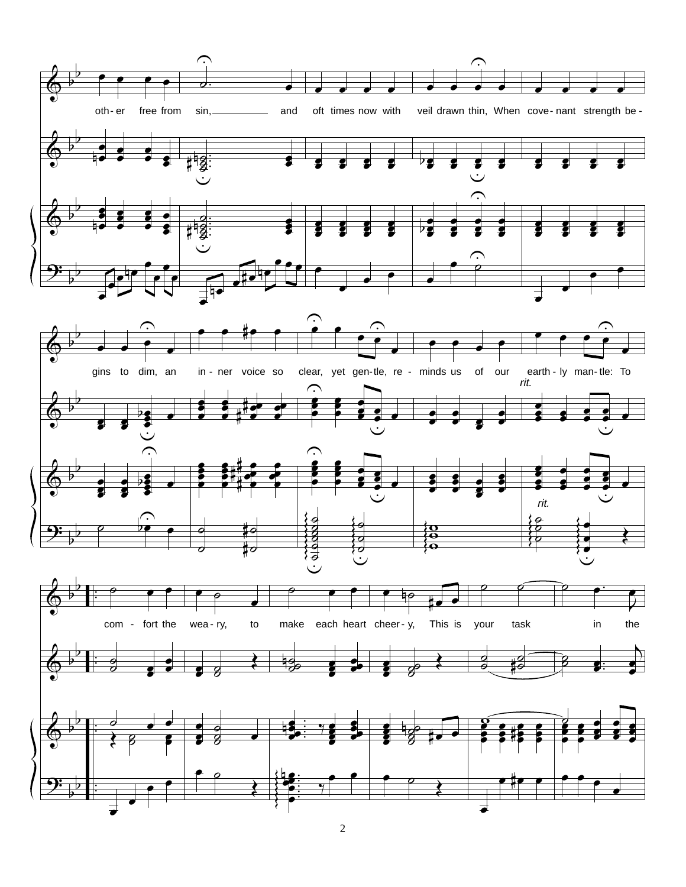oth- er free from sin, and oft times now with veil drawn thin, When cove- nant strength be - gins to dim, an in - ner voice so clear, yet gen- tle, re - minds us of our earth - ly man- tle: To

*rit.*

com - fort the wea - ry, to make each heart cheer - y, This is your task in the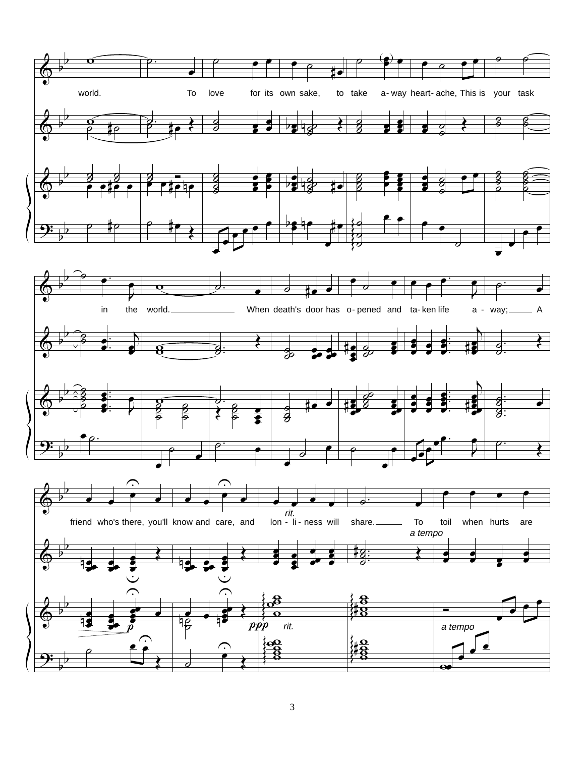world. To love for its own sake, to take a- way heart- ache, This is your task

in the world. When death's door has o- pened and ta- ken life a - way; A

friend who's there, you'll know and care, and lon - li - ness will share. To toil when hurts are

*rit.* *a tempo*

*p* *ppp* *rit.* *a tempo*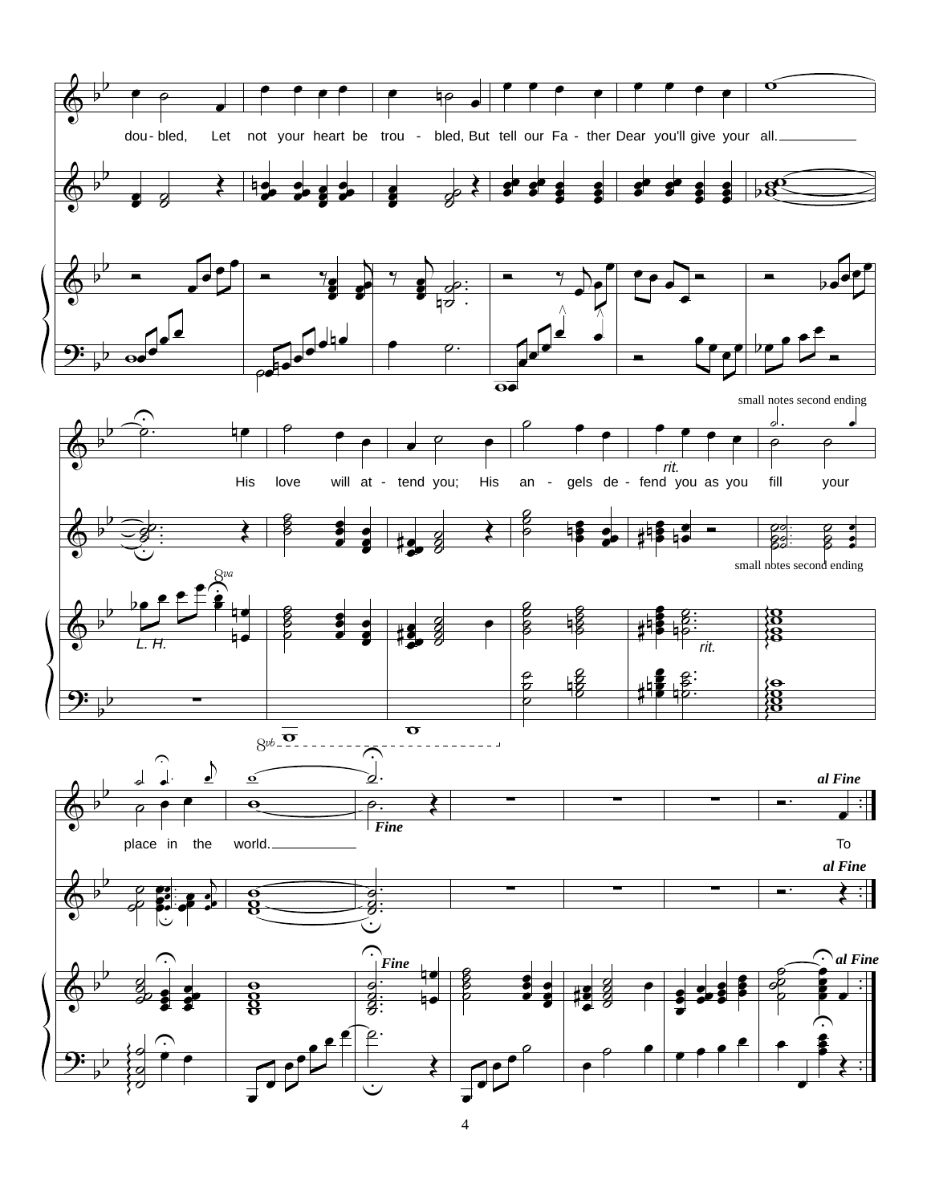dou - bled, Let not your heart be trou - bled, But tell our Fa - ther Dear you'll give your all.

small notes second ending

His love will at - tend you; His an - gels de - fend you as you fill your

rit.

small notes second ending

L. H.

8va

rit.

8vb

al Fine

place in the world. Fine To

al Fine

Fine

al Fine